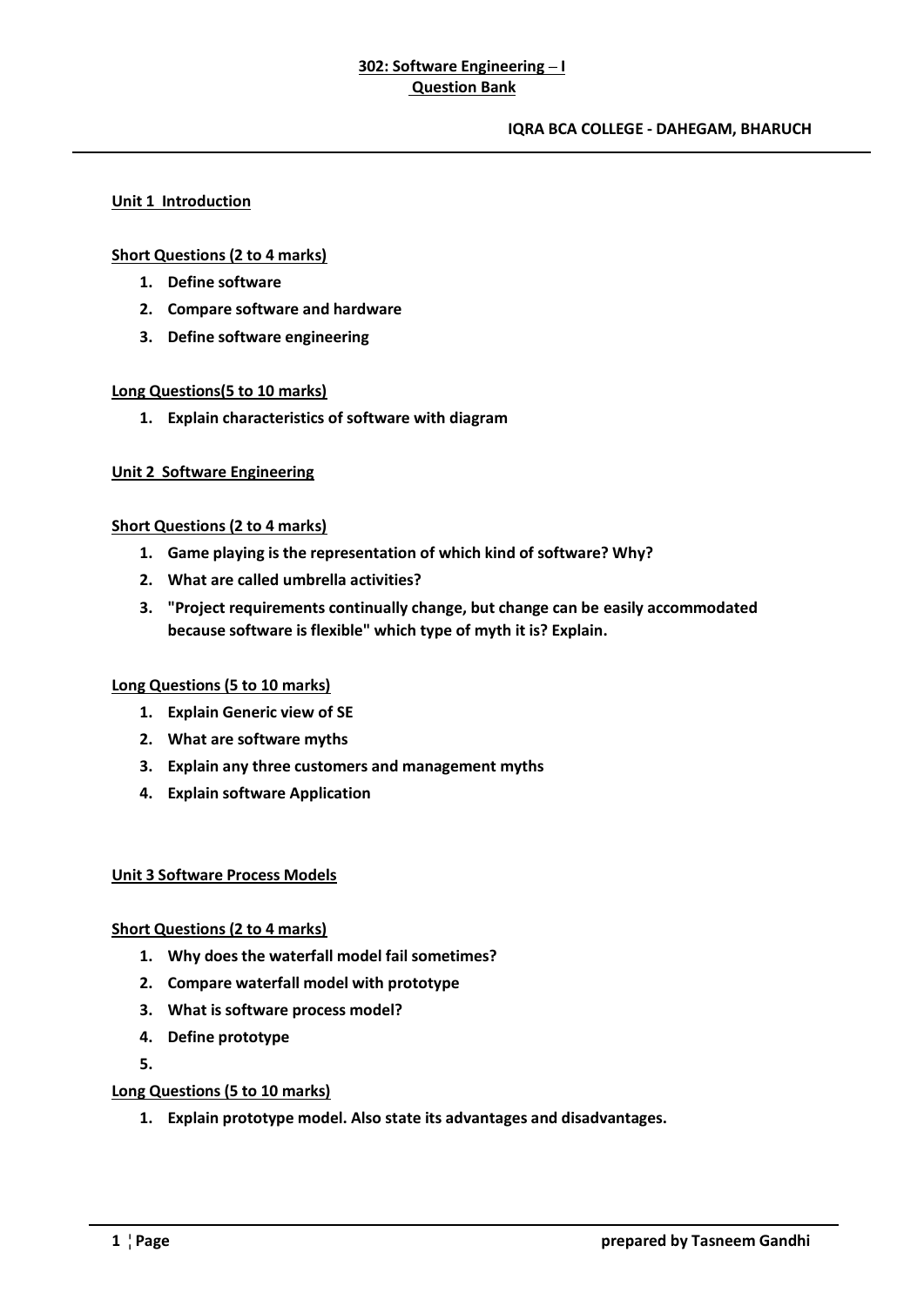# 302: Software Engineering – I
## Question Bank

**IQRA BCA COLLEGE - DAHEGAM, BHARUCH**

---

### Unit 1 Introduction

**Short Questions (2 to 4 marks)**

1. **Define software**
2. **Compare software and hardware**
3. **Define software engineering**

**Long Questions(5 to 10 marks)**

1. **Explain characteristics of software with diagram**

### Unit 2 Software Engineering

**Short Questions (2 to 4 marks)**

1. **Game playing is the representation of which kind of software? Why?**
2. **What are called umbrella activities?**
3. **"Project requirements continually change, but change can be easily accommodated because software is flexible" which type of myth it is? Explain.**

**Long Questions (5 to 10 marks)**

1. **Explain Generic view of SE**
2. **What are software myths**
3. **Explain any three customers and management myths**
4. **Explain software Application**

### Unit 3 Software Process Models

**Short Questions (2 to 4 marks)**

1. **Why does the waterfall model fail sometimes?**
2. **Compare waterfall model with prototype**
3. **What is software process model?**
4. **Define prototype**
5. 

**Long Questions (5 to 10 marks)**

1. **Explain prototype model. Also state its advantages and disadvantages.**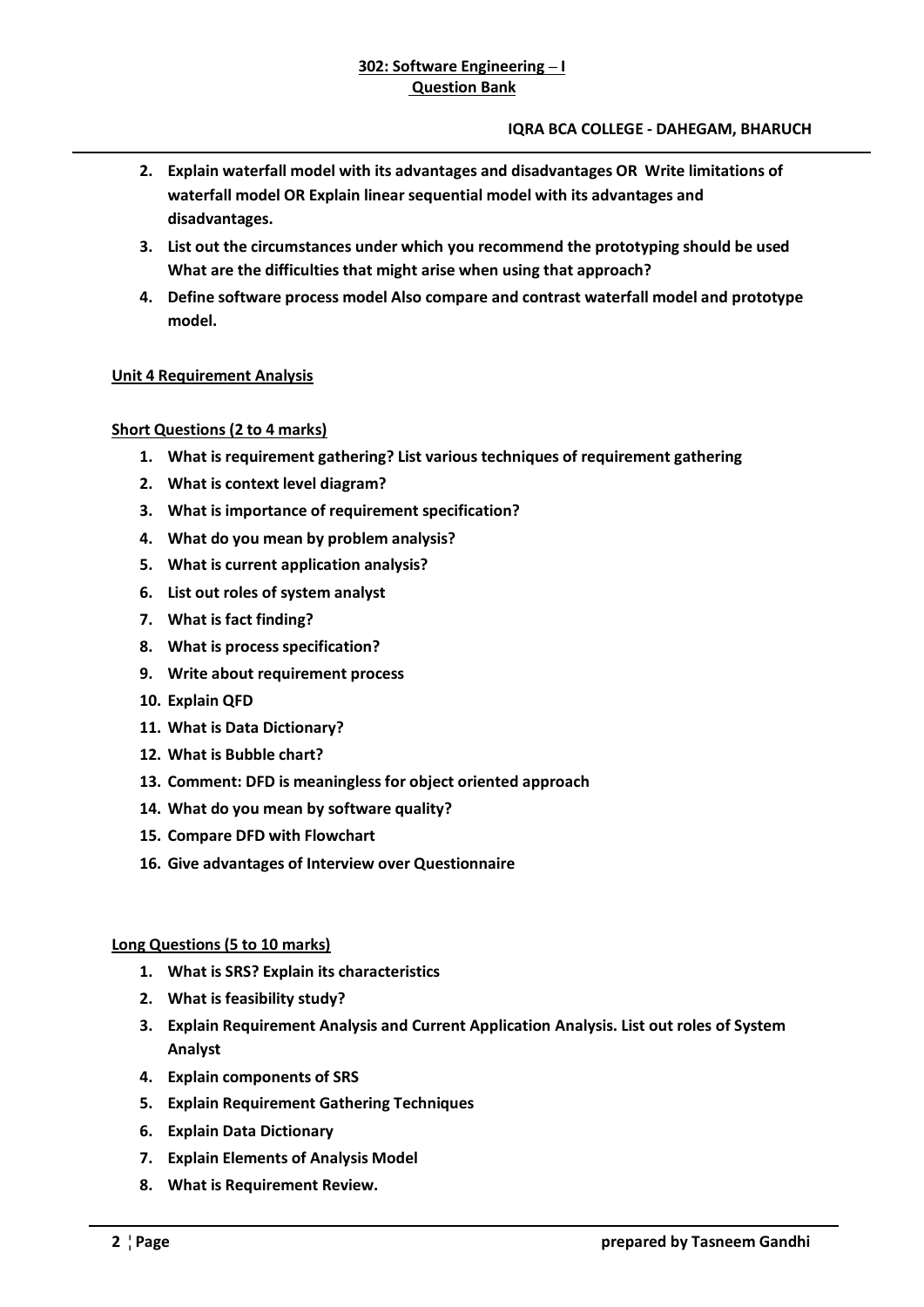2. **Explain waterfall model with its advantages and disadvantages OR Write limitations of waterfall model OR Explain linear sequential model with its advantages and disadvantages.**
3. **List out the circumstances under which you recommend the prototyping should be used What are the difficulties that might arise when using that approach?**
4. **Define software process model Also compare and contrast waterfall model and prototype model.**

## Unit 4 Requirement Analysis

### Short Questions (2 to 4 marks)

1. **What is requirement gathering? List various techniques of requirement gathering**
2. **What is context level diagram?**
3. **What is importance of requirement specification?**
4. **What do you mean by problem analysis?**
5. **What is current application analysis?**
6. **List out roles of system analyst**
7. **What is fact finding?**
8. **What is process specification?**
9. **Write about requirement process**
10. **Explain QFD**
11. **What is Data Dictionary?**
12. **What is Bubble chart?**
13. **Comment: DFD is meaningless for object oriented approach**
14. **What do you mean by software quality?**
15. **Compare DFD with Flowchart**
16. **Give advantages of Interview over Questionnaire**

### Long Questions (5 to 10 marks)

1. **What is SRS? Explain its characteristics**
2. **What is feasibility study?**
3. **Explain Requirement Analysis and Current Application Analysis. List out roles of System Analyst**
4. **Explain components of SRS**
5. **Explain Requirement Gathering Techniques**
6. **Explain Data Dictionary**
7. **Explain Elements of Analysis Model**
8. **What is Requirement Review.**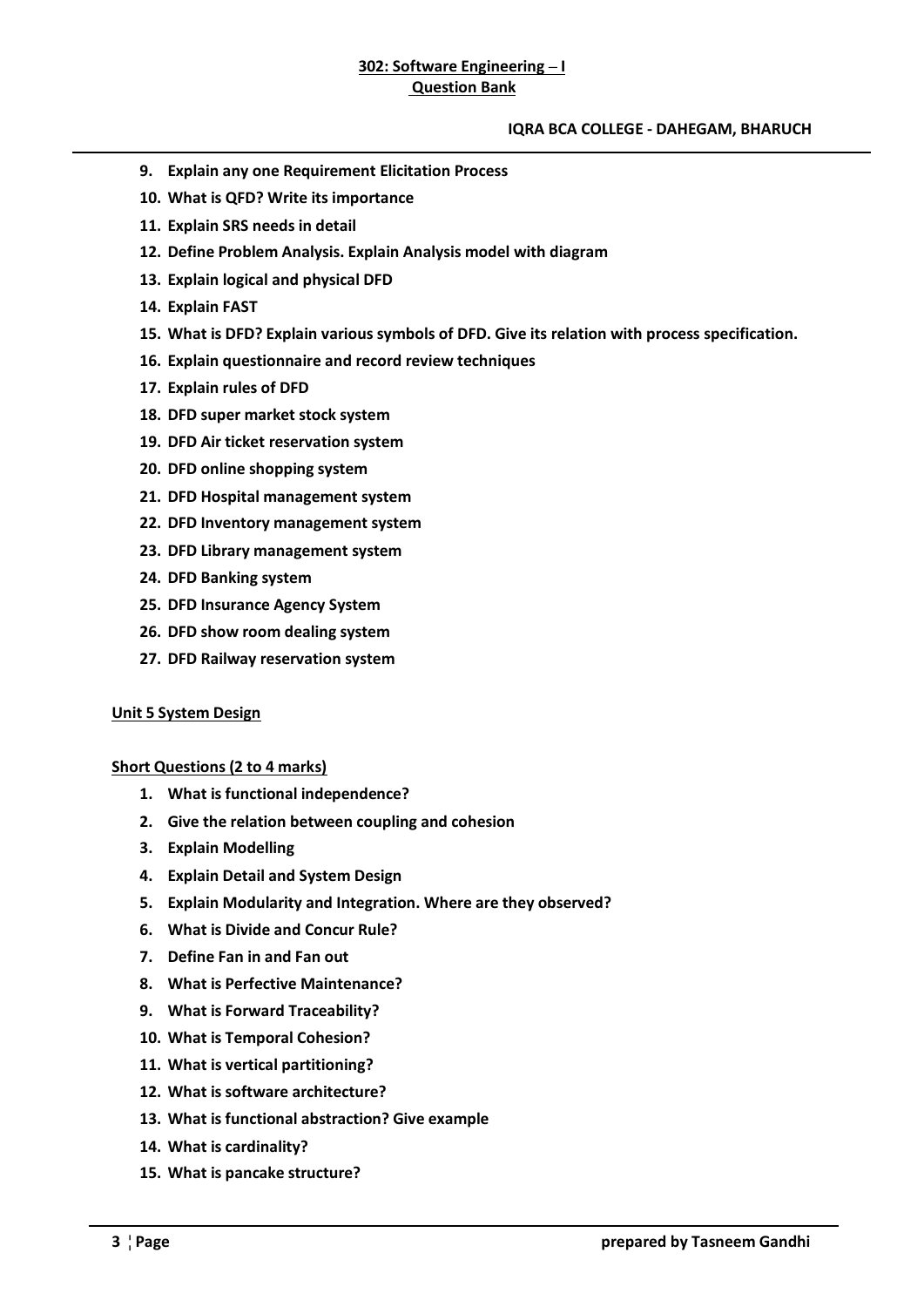9. **Explain any one Requirement Elicitation Process**
10. **What is QFD? Write its importance**
11. **Explain SRS needs in detail**
12. **Define Problem Analysis. Explain Analysis model with diagram**
13. **Explain logical and physical DFD**
14. **Explain FAST**
15. **What is DFD? Explain various symbols of DFD. Give its relation with process specification.**
16. **Explain questionnaire and record review techniques**
17. **Explain rules of DFD**
18. **DFD super market stock system**
19. **DFD Air ticket reservation system**
20. **DFD online shopping system**
21. **DFD Hospital management system**
22. **DFD Inventory management system**
23. **DFD Library management system**
24. **DFD Banking system**
25. **DFD Insurance Agency System**
26. **DFD show room dealing system**
27. **DFD Railway reservation system**

## Unit 5 System Design

### Short Questions (2 to 4 marks)

1. **What is functional independence?**
2. **Give the relation between coupling and cohesion**
3. **Explain Modelling**
4. **Explain Detail and System Design**
5. **Explain Modularity and Integration. Where are they observed?**
6. **What is Divide and Concur Rule?**
7. **Define Fan in and Fan out**
8. **What is Perfective Maintenance?**
9. **What is Forward Traceability?**
10. **What is Temporal Cohesion?**
11. **What is vertical partitioning?**
12. **What is software architecture?**
13. **What is functional abstraction? Give example**
14. **What is cardinality?**
15. **What is pancake structure?**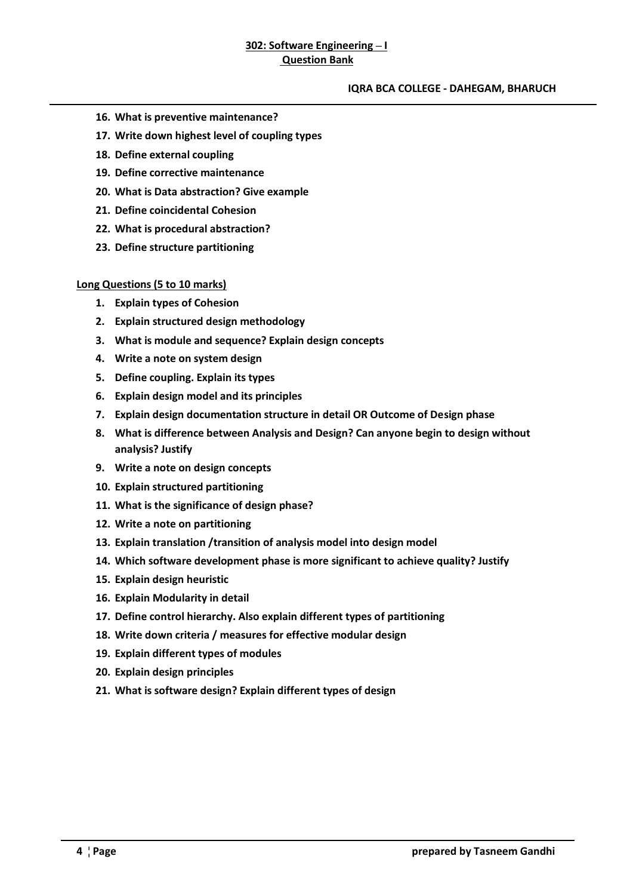16. **What is preventive maintenance?**
17. **Write down highest level of coupling types**
18. **Define external coupling**
19. **Define corrective maintenance**
20. **What is Data abstraction? Give example**
21. **Define coincidental Cohesion**
22. **What is procedural abstraction?**
23. **Define structure partitioning**

## Long Questions (5 to 10 marks)

1. **Explain types of Cohesion**
2. **Explain structured design methodology**
3. **What is module and sequence? Explain design concepts**
4. **Write a note on system design**
5. **Define coupling. Explain its types**
6. **Explain design model and its principles**
7. **Explain design documentation structure in detail OR Outcome of Design phase**
8. **What is difference between Analysis and Design? Can anyone begin to design without analysis? Justify**
9. **Write a note on design concepts**
10. **Explain structured partitioning**
11. **What is the significance of design phase?**
12. **Write a note on partitioning**
13. **Explain translation /transition of analysis model into design model**
14. **Which software development phase is more significant to achieve quality? Justify**
15. **Explain design heuristic**
16. **Explain Modularity in detail**
17. **Define control hierarchy. Also explain different types of partitioning**
18. **Write down criteria / measures for effective modular design**
19. **Explain different types of modules**
20. **Explain design principles**
21. **What is software design? Explain different types of design**